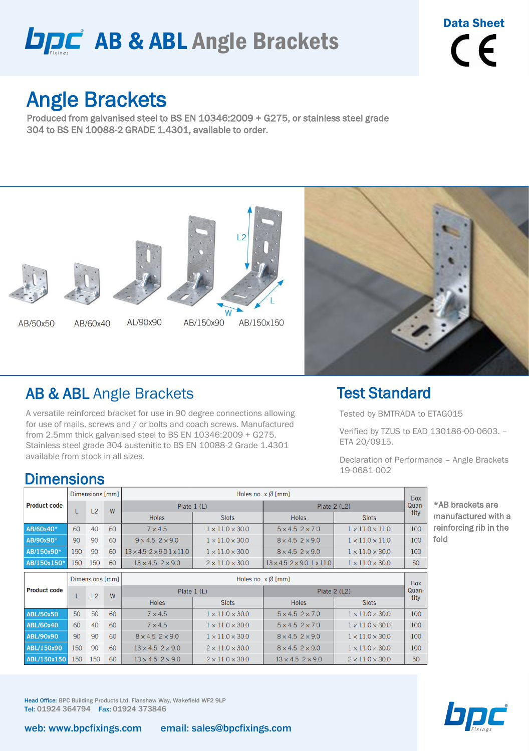# AB & ABL Angle Brackets

Data Sheet

## Angle Brackets

**Produced from galvanised steel to BS EN 10346:2009 + G275, or stainless steel grade 304 to BS EN 10088-2 GRADE 1.4301, available to order.**

AB/50x50 AB/60x40 AL/90x90 AB/150x90 AB/150x150

L2 W L

## AB & ABL Angle Brackets

A versatile reinforced bracket for use in 90 degree connections allowing for use of nails, screws and / or bolts and coach screws. Manufactured from 2.5mm thick galvanised steel to BS EN 10346:2009 + G275. Stainless steel grade 304 austenitic to BS EN 10088-2 Grade 1.4301 available from stock in all sizes.

## Test Standard

Tested by BMTRADA to ETAG015

Verified by TZUS to EAD 130186-00-0603. – ETA 20/0915.

Declaration of Performance – Angle Brackets 19-0681-002

## Dimensions

| Product code | Dimensions [mm] | | | Holes no. x Ø [mm] | | | | Box Quantity |
|---|---|---|---|---|---|---|---|---|
| | | | | Plate 1 (L) | | Plate 2 (L2) | | |
| | L | L2 | W | Holes | Slots | Holes | Slots | |
| AB/60x40* | 60 | 40 | 60 | 7 x 4.5 | 1 x 11.0 x 30.0 | 5 x 4.5 2 x 7.0 | 1 x 11.0 x 11.0 | 100 |
| AB/90x90* | 90 | 90 | 60 | 9 x 4.5 2 x 9.0 | 1 x 11.0 x 30.0 | 8 x 4.5 2 x 9.0 | 1 x 11.0 x 11.0 | 100 |
| AB/150x90* | 150 | 90 | 60 | 13 x 4.5 2 x 9.0 1 x 11.0 | 1 x 11.0 x 30.0 | 8 x 4.5 2 x 9.0 | 1 x 11.0 x 30.0 | 100 |
| AB/150x150* | 150 | 150 | 60 | 13 x 4.5 2 x 9.0 | 2 x 11.0 x 30.0 | 13 x 4.5 2 x 9.0 1 x 11.0 | 1 x 11.0 x 30.0 | 50 |

| Product code | Dimensions [mm] | | | Holes no. x Ø [mm] | | | | Box Quantity |
|---|---|---|---|---|---|---|---|---|
| | | | | Plate 1 (L) | | Plate 2 (L2) | | |
| | L | L2 | W | Holes | Slots | Holes | Slots | |
| ABL/50x50 | 50 | 50 | 60 | 7 x 4.5 | 1 x 11.0 x 30.0 | 5 x 4.5 2 x 7.0 | 1 x 11.0 x 30.0 | 100 |
| ABL/60x40 | 60 | 40 | 60 | 7 x 4.5 | 1 x 11.0 x 30.0 | 5 x 4.5 2 x 7.0 | 1 x 11.0 x 30.0 | 100 |
| ABL/90x90 | 90 | 90 | 60 | 8 x 4.5 2 x 9.0 | 1 x 11.0 x 30.0 | 8 x 4.5 2 x 9.0 | 1 x 11.0 x 30.0 | 100 |
| ABL/150x90 | 150 | 90 | 60 | 13 x 4.5 2 x 9.0 | 2 x 11.0 x 30.0 | 8 x 4.5 2 x 9.0 | 1 x 11.0 x 30.0 | 100 |
| ABL/150x150 | 150 | 150 | 60 | 13 x 4.5 2 x 9.0 | 2 x 11.0 x 30.0 | 13 x 4.5 2 x 9.0 | 2 x 11.0 x 30.0 | 50 |

*AB brackets are manufactured with a reinforcing rib in the fold

**Head Office:** BPC Building Products Ltd, Flanshaw Way, Wakefield WF2 9LP
**Tel:** 01924 364794 **Fax:** 01924 373846

web: www.bpcfixings.com email: sales@bpcfixings.com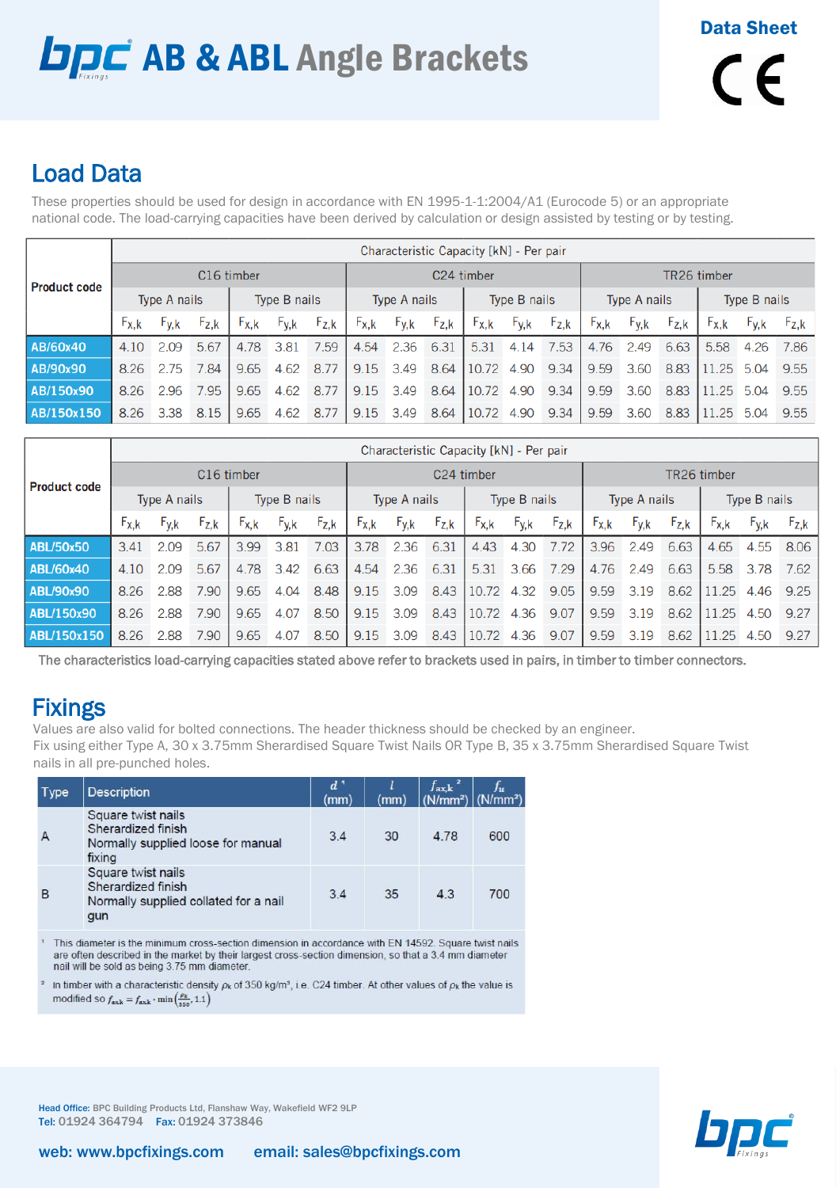# bpc AB & ABL Angle Brackets

Data Sheet

CE

## Load Data

These properties should be used for design in accordance with EN 1995-1-1:2004/A1 (Eurocode 5) or an appropriate national code. The load-carrying capacities have been derived by calculation or design assisted by testing or by testing.

| Product code | Characteristic Capacity [kN] - Per pair | | | | | | | | | | | | | | | | | |
|---|---|---|---|---|---|---|---|---|---|---|---|---|---|---|---|---|---|---|
| | C16 timber | | | | | | C24 timber | | | | | | TR26 timber | | | | | |
| | Type A nails | | | Type B nails | | | Type A nails | | | Type B nails | | | Type A nails | | | Type B nails | | |
| | $F_{x,k}$ | $F_{y,k}$ | $F_{z,k}$ | $F_{x,k}$ | $F_{y,k}$ | $F_{z,k}$ | $F_{x,k}$ | $F_{y,k}$ | $F_{z,k}$ | $F_{x,k}$ | $F_{y,k}$ | $F_{z,k}$ | $F_{x,k}$ | $F_{y,k}$ | $F_{z,k}$ | $F_{x,k}$ | $F_{y,k}$ | $F_{z,k}$ |
| AB/60x40 | 4.10 | 2.09 | 5.67 | 4.78 | 3.81 | 7.59 | 4.54 | 2.36 | 6.31 | 5.31 | 4.14 | 7.53 | 4.76 | 2.49 | 6.63 | 5.58 | 4.26 | 7.86 |
| AB/90x90 | 8.26 | 2.75 | 7.84 | 9.65 | 4.62 | 8.77 | 9.15 | 3.49 | 8.64 | 10.72 | 4.90 | 9.34 | 9.59 | 3.60 | 8.83 | 11.25 | 5.04 | 9.55 |
| AB/150x90 | 8.26 | 2.96 | 7.95 | 9.65 | 4.62 | 8.77 | 9.15 | 3.49 | 8.64 | 10.72 | 4.90 | 9.34 | 9.59 | 3.60 | 8.83 | 11.25 | 5.04 | 9.55 |
| AB/150x150 | 8.26 | 3.38 | 8.15 | 9.65 | 4.62 | 8.77 | 9.15 | 3.49 | 8.64 | 10.72 | 4.90 | 9.34 | 9.59 | 3.60 | 8.83 | 11.25 | 5.04 | 9.55 |

| Product code | Characteristic Capacity [kN] - Per pair | | | | | | | | | | | | | | | | | |
|---|---|---|---|---|---|---|---|---|---|---|---|---|---|---|---|---|---|---|
| | C16 timber | | | | | | C24 timber | | | | | | TR26 timber | | | | | |
| | Type A nails | | | Type B nails | | | Type A nails | | | Type B nails | | | Type A nails | | | Type B nails | | |
| | $F_{x,k}$ | $F_{y,k}$ | $F_{z,k}$ | $F_{x,k}$ | $F_{y,k}$ | $F_{z,k}$ | $F_{x,k}$ | $F_{y,k}$ | $F_{z,k}$ | $F_{x,k}$ | $F_{y,k}$ | $F_{z,k}$ | $F_{x,k}$ | $F_{y,k}$ | $F_{z,k}$ | $F_{x,k}$ | $F_{y,k}$ | $F_{z,k}$ |
| ABL/50x50 | 3.41 | 2.09 | 5.67 | 3.99 | 3.81 | 7.03 | 3.78 | 2.36 | 6.31 | 4.43 | 4.30 | 7.72 | 3.96 | 2.49 | 6.63 | 4.65 | 4.55 | 8.06 |
| ABL/60x40 | 4.10 | 2.09 | 5.67 | 4.78 | 3.42 | 6.63 | 4.54 | 2.36 | 6.31 | 5.31 | 3.66 | 7.29 | 4.76 | 2.49 | 6.63 | 5.58 | 3.78 | 7.62 |
| ABL/90x90 | 8.26 | 2.88 | 7.90 | 9.65 | 4.04 | 8.48 | 9.15 | 3.09 | 8.43 | 10.72 | 4.32 | 9.05 | 9.59 | 3.19 | 8.62 | 11.25 | 4.46 | 9.25 |
| ABL/150x90 | 8.26 | 2.88 | 7.90 | 9.65 | 4.07 | 8.50 | 9.15 | 3.09 | 8.43 | 10.72 | 4.36 | 9.07 | 9.59 | 3.19 | 8.62 | 11.25 | 4.50 | 9.27 |
| ABL/150x150 | 8.26 | 2.88 | 7.90 | 9.65 | 4.07 | 8.50 | 9.15 | 3.09 | 8.43 | 10.72 | 4.36 | 9.07 | 9.59 | 3.19 | 8.62 | 11.25 | 4.50 | 9.27 |

The characteristics load-carrying capacities stated above refer to brackets used in pairs, in timber to timber connectors.

## Fixings

Values are also valid for bolted connections. The header thickness should be checked by an engineer.
Fix using either Type A, 30 x 3.75mm Sherardised Square Twist Nails OR Type B, 35 x 3.75mm Sherardised Square Twist nails in all pre-punched holes.

| Type | Description | $d$ [1] (mm) | $l$ (mm) | $f_{ax,k}$ [2] (N/mm²) | $f_u$ (N/mm²) |
|---|---|---|---|---|---|
| A | Square twist nails<br>Sherardized finish<br>Normally supplied loose for manual fixing | 3.4 | 30 | 4.78 | 600 |
| B | Square twist nails<br>Sherardized finish<br>Normally supplied collated for a nail gun | 3.4 | 35 | 4.3 | 700 |

[1] This diameter is the minimum cross-section dimension in accordance with EN 14592. Square twist nails are often described in the market by their largest cross-section dimension, so that a 3.4 mm diameter nail will be sold as being 3.75 mm diameter.

[2] In timber with a characteristic density $\rho_k$ of 350 kg/m³, i.e. C24 timber. At other values of $\rho_k$ the value is modified so $f_{axk} = f_{axk} \cdot \min\left(\frac{\rho_k}{350}, 1.1\right)$

**Head Office:** BPC Building Products Ltd, Flanshaw Way, Wakefield WF2 9LP
Tel: 01924 364794 Fax: 01924 373846

web: www.bpcfixings.com email: sales@bpcfixings.com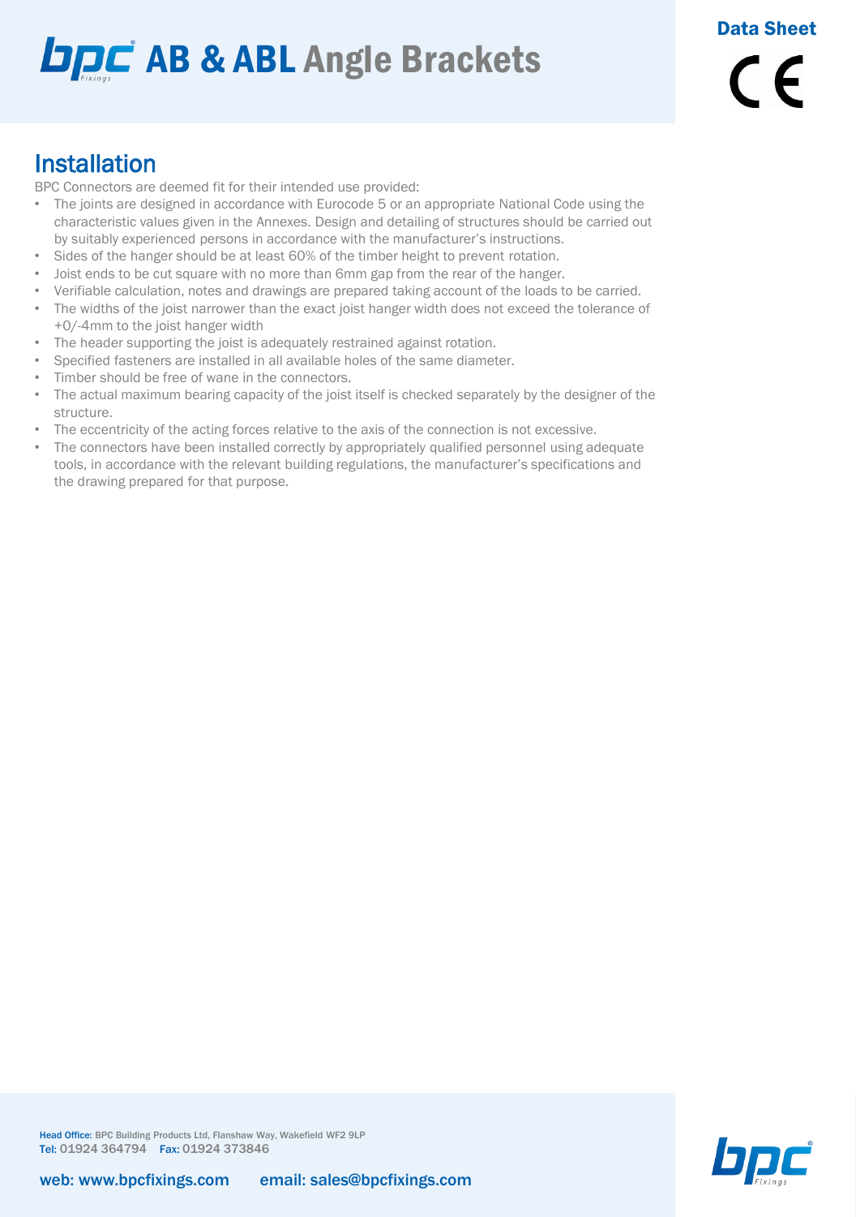# AB & ABL Angle Brackets

Data Sheet

## Installation

BPC Connectors are deemed fit for their intended use provided:

- The joints are designed in accordance with Eurocode 5 or an appropriate National Code using the characteristic values given in the Annexes. Design and detailing of structures should be carried out by suitably experienced persons in accordance with the manufacturer's instructions.
- Sides of the hanger should be at least 60% of the timber height to prevent rotation.
- Joist ends to be cut square with no more than 6mm gap from the rear of the hanger.
- Verifiable calculation, notes and drawings are prepared taking account of the loads to be carried.
- The widths of the joist narrower than the exact joist hanger width does not exceed the tolerance of +0/-4mm to the joist hanger width
- The header supporting the joist is adequately restrained against rotation.
- Specified fasteners are installed in all available holes of the same diameter.
- Timber should be free of wane in the connectors.
- The actual maximum bearing capacity of the joist itself is checked separately by the designer of the structure.
- The eccentricity of the acting forces relative to the axis of the connection is not excessive.
- The connectors have been installed correctly by appropriately qualified personnel using adequate tools, in accordance with the relevant building regulations, the manufacturer's specifications and the drawing prepared for that purpose.

Head Office: BPC Building Products Ltd, Flanshaw Way, Wakefield WF2 9LP
Tel: 01924 364794 Fax: 01924 373846

web: www.bpcfixings.com email: sales@bpcfixings.com